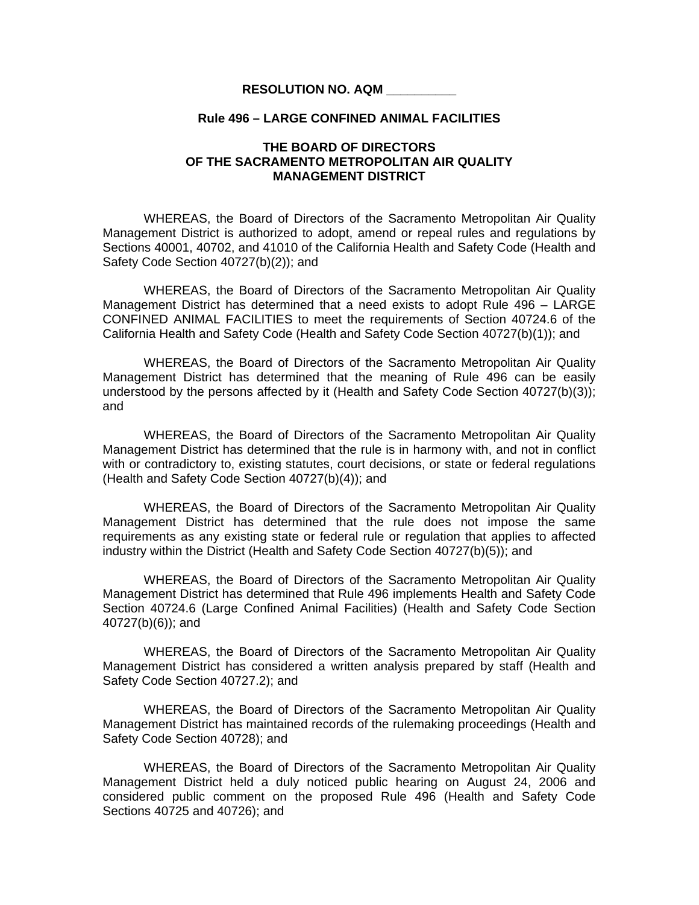**RESOLUTION NO. AQM __________**

**Rule 496 – LARGE CONFINED ANIMAL FACILITIES**

**THE BOARD OF DIRECTORS**
**OF THE SACRAMENTO METROPOLITAN AIR QUALITY MANAGEMENT DISTRICT**

WHEREAS, the Board of Directors of the Sacramento Metropolitan Air Quality Management District is authorized to adopt, amend or repeal rules and regulations by Sections 40001, 40702, and 41010 of the California Health and Safety Code (Health and Safety Code Section 40727(b)(2)); and

WHEREAS, the Board of Directors of the Sacramento Metropolitan Air Quality Management District has determined that a need exists to adopt Rule 496 – LARGE CONFINED ANIMAL FACILITIES to meet the requirements of Section 40724.6 of the California Health and Safety Code (Health and Safety Code Section 40727(b)(1)); and

WHEREAS, the Board of Directors of the Sacramento Metropolitan Air Quality Management District has determined that the meaning of Rule 496 can be easily understood by the persons affected by it (Health and Safety Code Section 40727(b)(3)); and

WHEREAS, the Board of Directors of the Sacramento Metropolitan Air Quality Management District has determined that the rule is in harmony with, and not in conflict with or contradictory to, existing statutes, court decisions, or state or federal regulations (Health and Safety Code Section 40727(b)(4)); and

WHEREAS, the Board of Directors of the Sacramento Metropolitan Air Quality Management District has determined that the rule does not impose the same requirements as any existing state or federal rule or regulation that applies to affected industry within the District (Health and Safety Code Section 40727(b)(5)); and

WHEREAS, the Board of Directors of the Sacramento Metropolitan Air Quality Management District has determined that Rule 496 implements Health and Safety Code Section 40724.6 (Large Confined Animal Facilities) (Health and Safety Code Section 40727(b)(6)); and

WHEREAS, the Board of Directors of the Sacramento Metropolitan Air Quality Management District has considered a written analysis prepared by staff (Health and Safety Code Section 40727.2); and

WHEREAS, the Board of Directors of the Sacramento Metropolitan Air Quality Management District has maintained records of the rulemaking proceedings (Health and Safety Code Section 40728); and

WHEREAS, the Board of Directors of the Sacramento Metropolitan Air Quality Management District held a duly noticed public hearing on August 24, 2006 and considered public comment on the proposed Rule 496 (Health and Safety Code Sections 40725 and 40726); and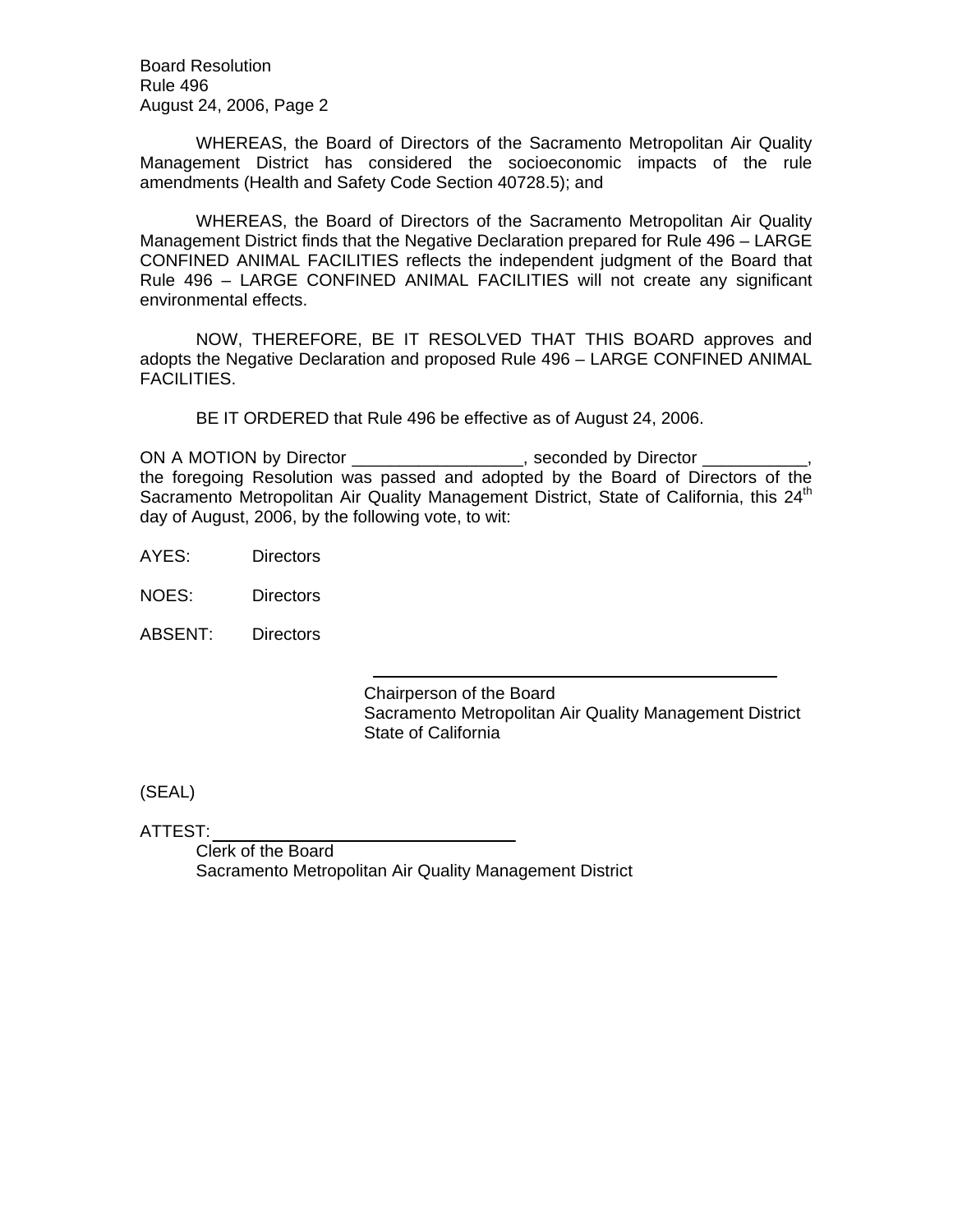WHEREAS, the Board of Directors of the Sacramento Metropolitan Air Quality Management District has considered the socioeconomic impacts of the rule amendments (Health and Safety Code Section 40728.5); and

WHEREAS, the Board of Directors of the Sacramento Metropolitan Air Quality Management District finds that the Negative Declaration prepared for Rule 496 – LARGE CONFINED ANIMAL FACILITIES reflects the independent judgment of the Board that Rule 496 – LARGE CONFINED ANIMAL FACILITIES will not create any significant environmental effects.

NOW, THEREFORE, BE IT RESOLVED THAT THIS BOARD approves and adopts the Negative Declaration and proposed Rule 496 – LARGE CONFINED ANIMAL FACILITIES.

BE IT ORDERED that Rule 496 be effective as of August 24, 2006.

ON A MOTION by Director __________________, seconded by Director ___________, the foregoing Resolution was passed and adopted by the Board of Directors of the Sacramento Metropolitan Air Quality Management District, State of California, this 24th day of August, 2006, by the following vote, to wit:

AYES: Directors

NOES: Directors

ABSENT: Directors

______________________________________

Chairperson of the Board
Sacramento Metropolitan Air Quality Management District
State of California

(SEAL)

ATTEST: ______________________________

Clerk of the Board
Sacramento Metropolitan Air Quality Management District